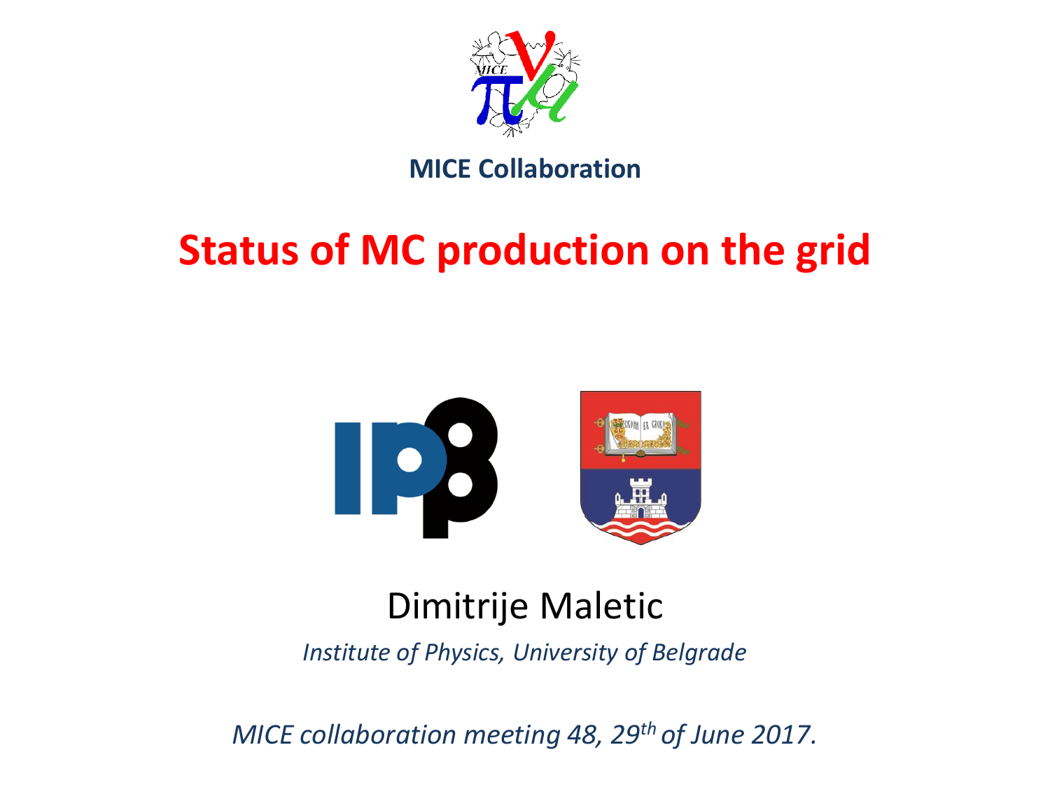**MICE Collaboration**

# Status of MC production on the grid

Dimitrije Maletic

*Institute of Physics, University of Belgrade*

*MICE collaboration meeting 48, 29th of June 2017.*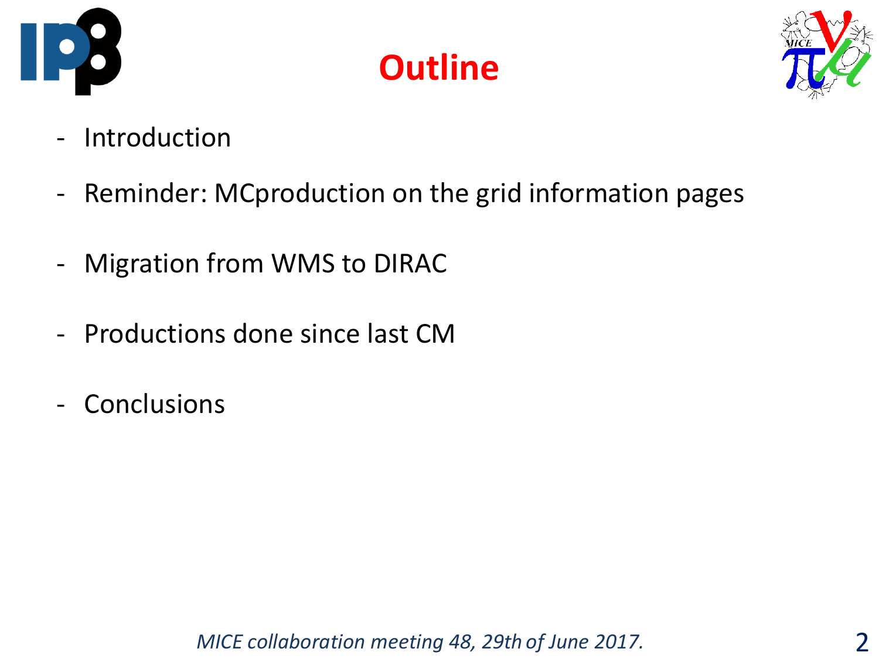# Outline

- Introduction
- Reminder: MCproduction on the grid information pages
- Migration from WMS to DIRAC
- Productions done since last CM
- Conclusions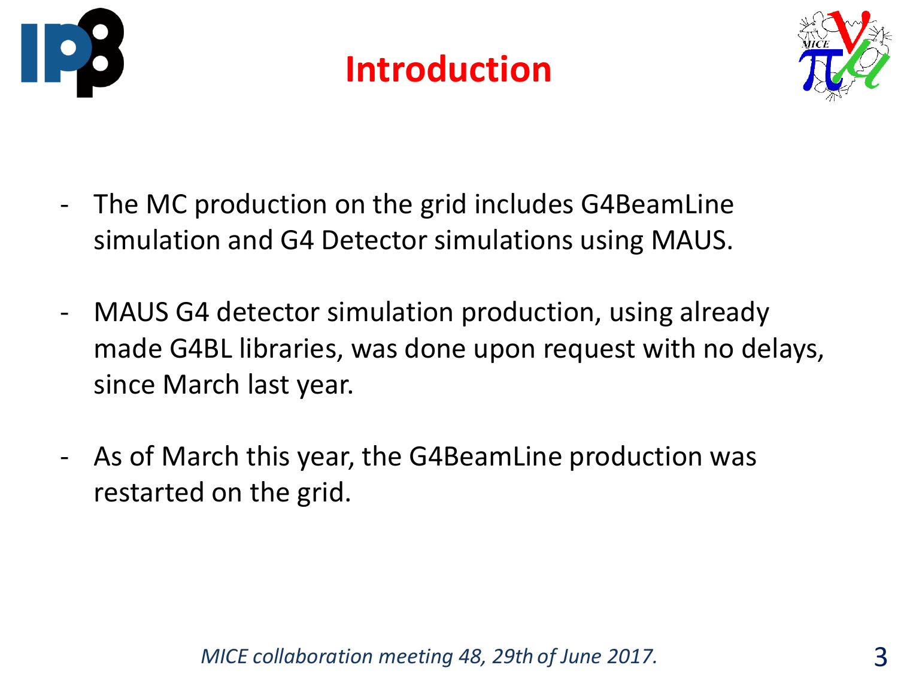# Introduction

- The MC production on the grid includes G4BeamLine simulation and G4 Detector simulations using MAUS.

- MAUS G4 detector simulation production, using already made G4BL libraries, was done upon request with no delays, since March last year.

- As of March this year, the G4BeamLine production was restarted on the grid.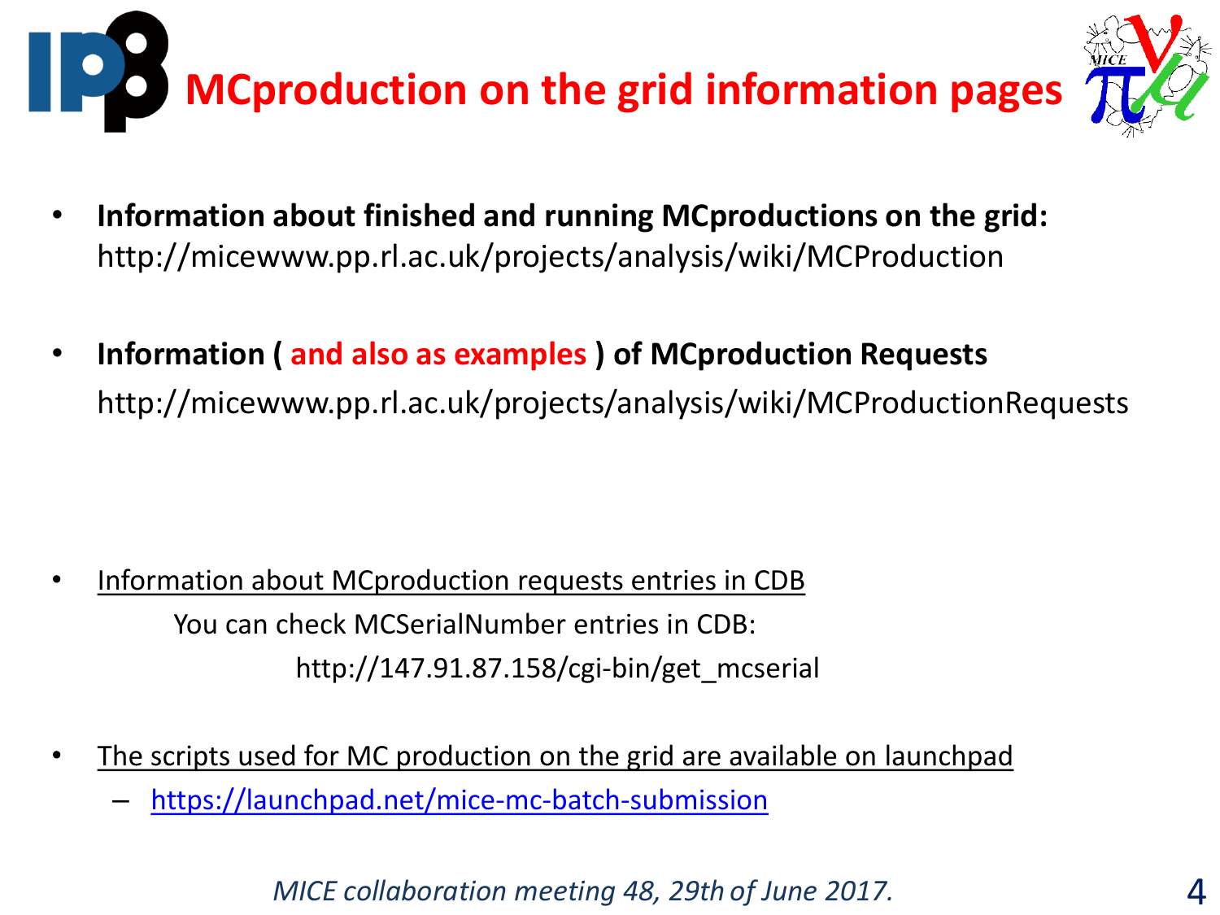# MCproduction on the grid information pages

- **Information about finished and running MCproductions on the grid:**
  http://micewww.pp.rl.ac.uk/projects/analysis/wiki/MCProduction

- **Information ( and also as examples ) of MCproduction Requests**
  http://micewww.pp.rl.ac.uk/projects/analysis/wiki/MCProductionRequests

- Information about MCproduction requests entries in CDB
  You can check MCSerialNumber entries in CDB:
  http://147.91.87.158/cgi-bin/get_mcserial

- The scripts used for MC production on the grid are available on launchpad
  - https://launchpad.net/mice-mc-batch-submission

*MICE collaboration meeting 48, 29th of June 2017.*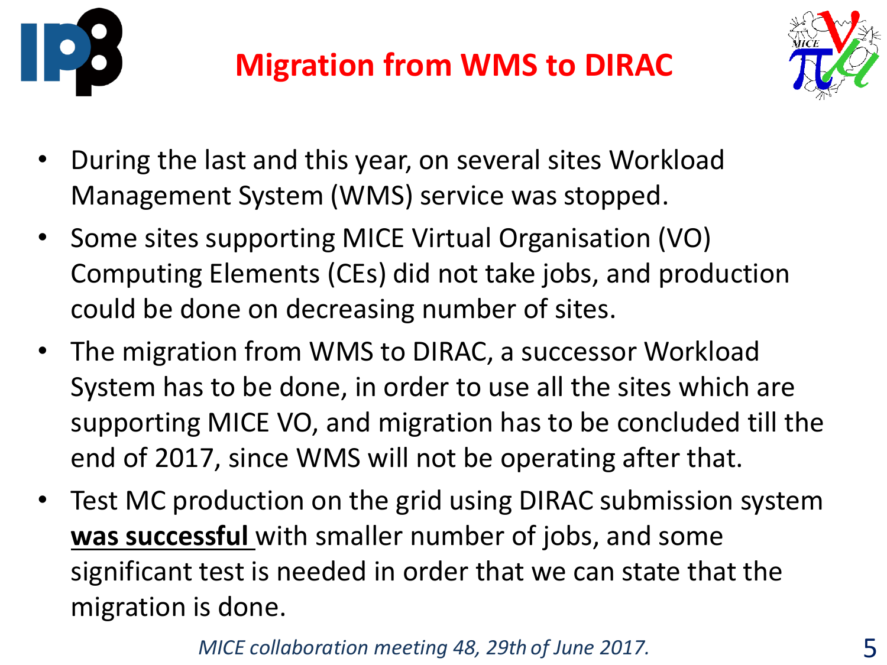# Migration from WMS to DIRAC

- During the last and this year, on several sites Workload Management System (WMS) service was stopped.
- Some sites supporting MICE Virtual Organisation (VO) Computing Elements (CEs) did not take jobs, and production could be done on decreasing number of sites.
- The migration from WMS to DIRAC, a successor Workload System has to be done, in order to use all the sites which are supporting MICE VO, and migration has to be concluded till the end of 2017, since WMS will not be operating after that.
- Test MC production on the grid using DIRAC submission system **was successful** with smaller number of jobs, and some significant test is needed in order that we can state that the migration is done.

*MICE collaboration meeting 48, 29th of June 2017.*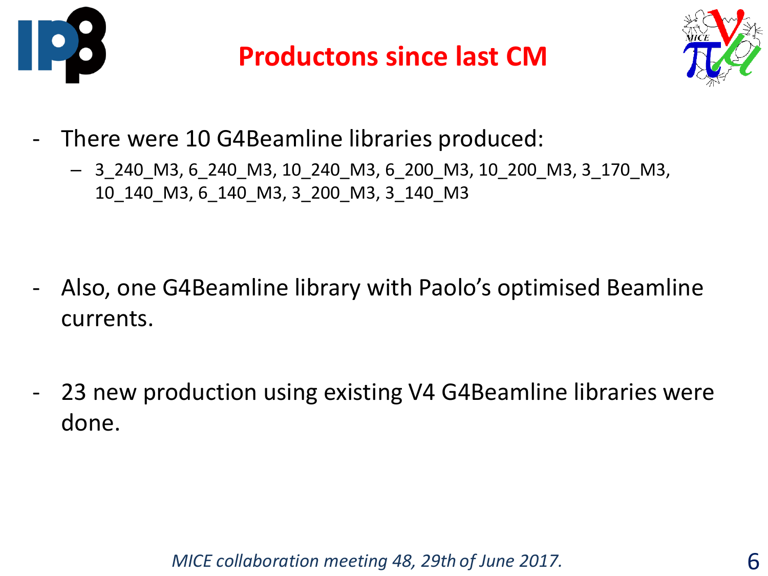# Productons since last CM

- There were 10 G4Beamline libraries produced:
  - 3_240_M3, 6_240_M3, 10_240_M3, 6_200_M3, 10_200_M3, 3_170_M3, 10_140_M3, 6_140_M3, 3_200_M3, 3_140_M3

- Also, one G4Beamline library with Paolo's optimised Beamline currents.

- 23 new production using existing V4 G4Beamline libraries were done.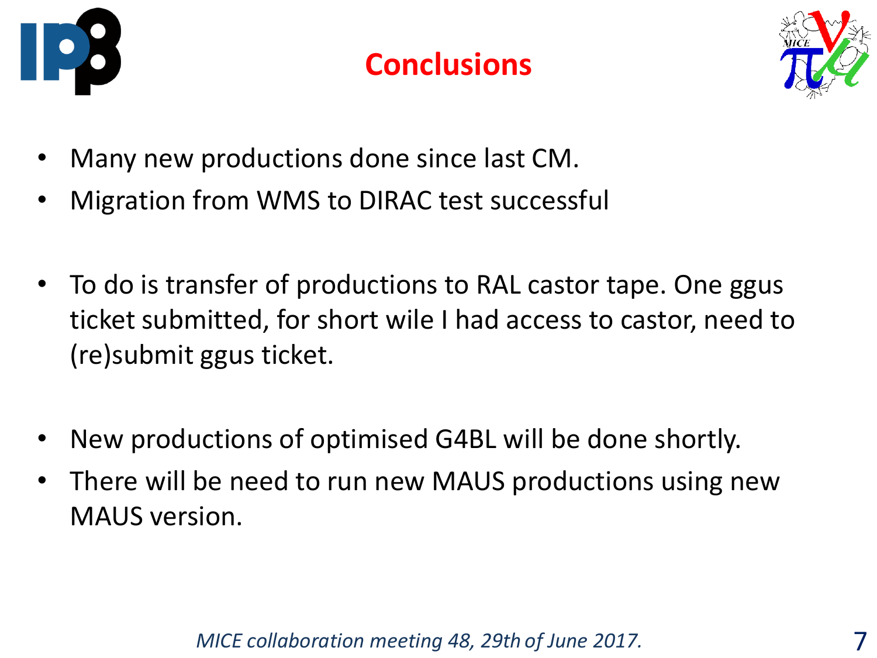# Conclusions

- Many new productions done since last CM.
- Migration from WMS to DIRAC test successful

- To do is transfer of productions to RAL castor tape. One ggus ticket submitted, for short wile I had access to castor, need to (re)submit ggus ticket.

- New productions of optimised G4BL will be done shortly.
- There will be need to run new MAUS productions using new MAUS version.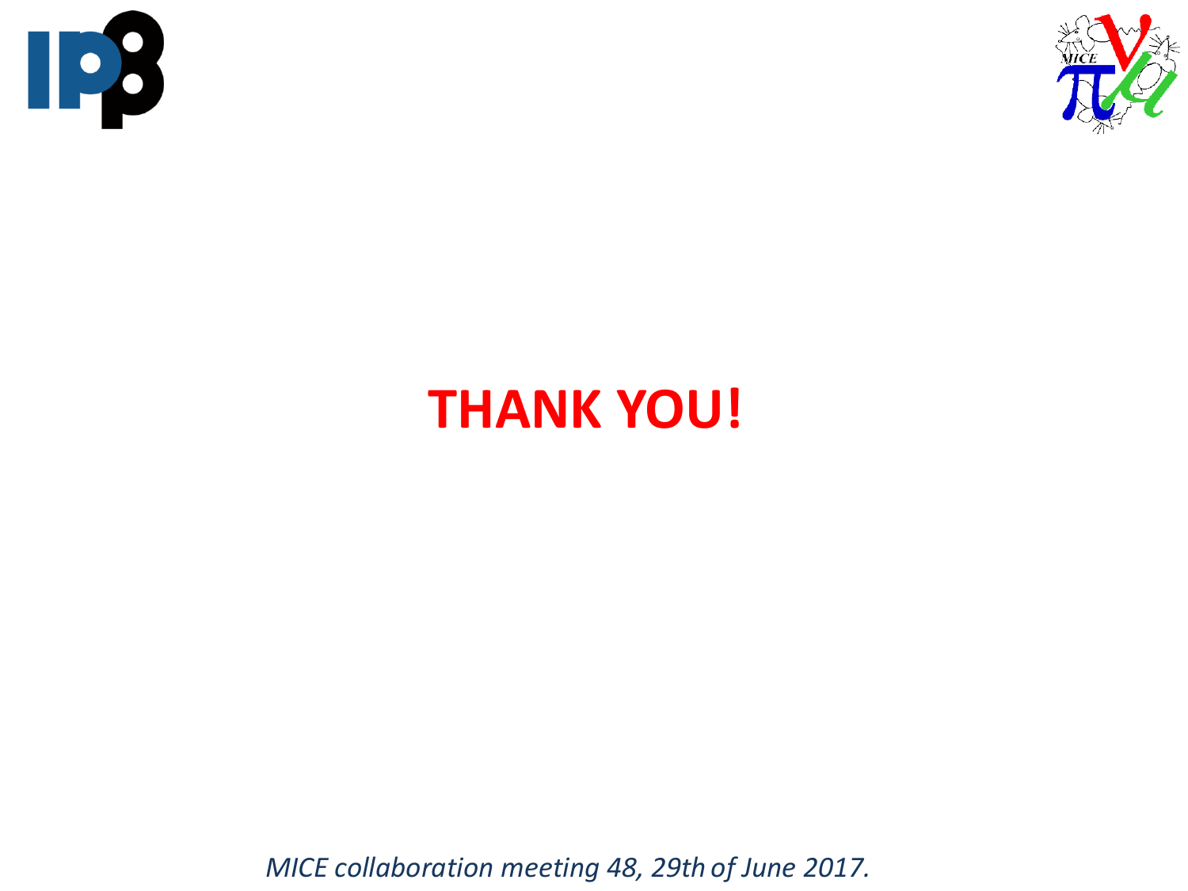# THANK YOU!

*MICE collaboration meeting 48, 29th of June 2017.*